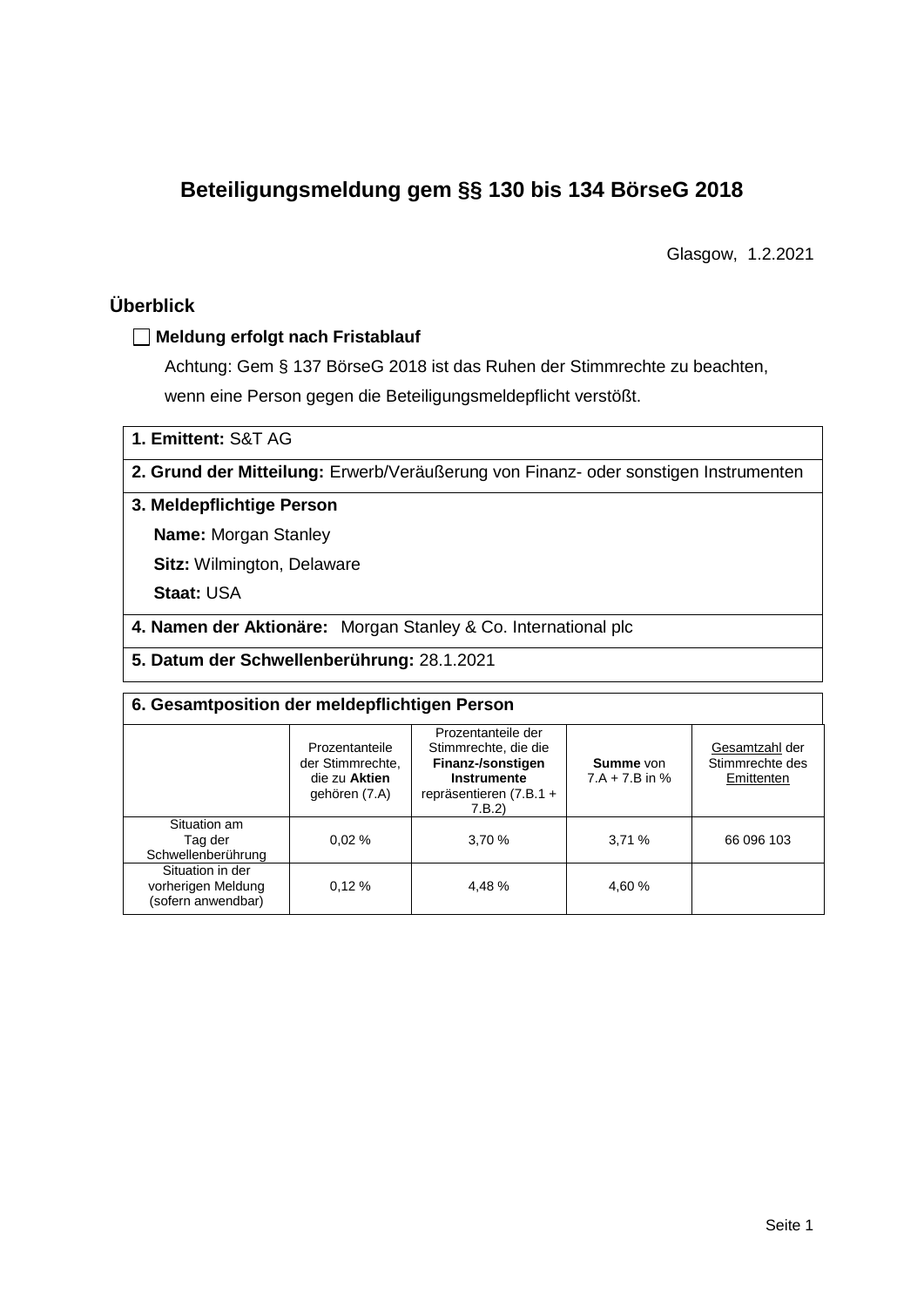# Beteiligungsmeldung gem §§ 130 bis 134 BörseG 2018

Glasgow, 1.2.2021

## Überblick

☐ **Meldung erfolgt nach Fristablauf**

Achtung: Gem § 137 BörseG 2018 ist das Ruhen der Stimmrechte zu beachten, wenn eine Person gegen die Beteiligungsmeldepflicht verstößt.

**1. Emittent:** S&T AG

**2. Grund der Mitteilung:** Erwerb/Veräußerung von Finanz- oder sonstigen Instrumenten

**3. Meldepflichtige Person**

**Name:** Morgan Stanley

**Sitz:** Wilmington, Delaware

**Staat:** USA

**4. Namen der Aktionäre:** Morgan Stanley & Co. International plc

**5. Datum der Schwellenberührung:** 28.1.2021

**6. Gesamtposition der meldepflichtigen Person**

| | Prozentanteile der Stimmrechte, die zu **Aktien** gehören (7.A) | Prozentanteile der Stimmrechte, die die **Finanz-/sonstigen Instrumente** repräsentieren (7.B.1 + 7.B.2) | **Summe** von 7.A + 7.B in % | Gesamtzahl der Stimmrechte des Emittenten |
|---|---|---|---|---|
| Situation am Tag der Schwellenberührung | 0,02 % | 3,70 % | 3,71 % | 66 096 103 |
| Situation in der vorherigen Meldung (sofern anwendbar) | 0,12 % | 4,48 % | 4,60 % | |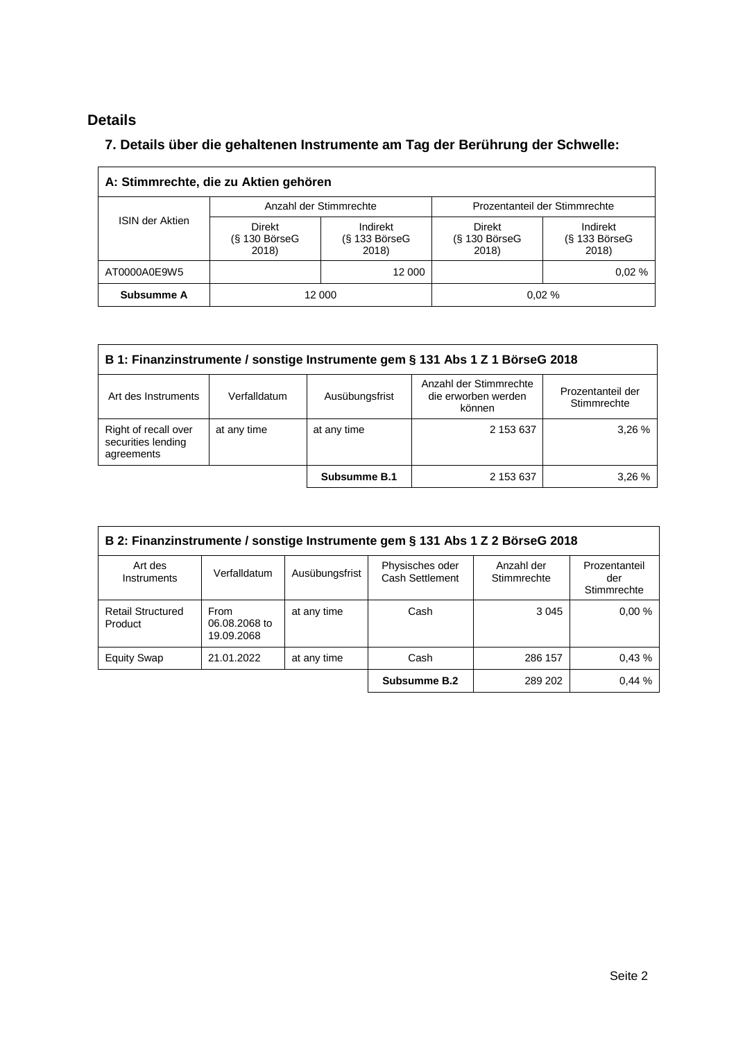## Details

### 7. Details über die gehaltenen Instrumente am Tag der Berührung der Schwelle:

| A: Stimmrechte, die zu Aktien gehören | | | | |
|---|---|---|---|---|
| ISIN der Aktien | Anzahl der Stimmrechte | | Prozentanteil der Stimmrechte | |
| | Direkt (§ 130 BörseG 2018) | Indirekt (§ 133 BörseG 2018) | Direkt (§ 130 BörseG 2018) | Indirekt (§ 133 BörseG 2018) |
| AT0000A0E9W5 | | 12 000 | | 0,02 % |
| **Subsumme A** | 12 000 | | 0,02 % | |

| B 1: Finanzinstrumente / sonstige Instrumente gem § 131 Abs 1 Z 1 BörseG 2018 | | | | |
|---|---|---|---|---|
| Art des Instruments | Verfalldatum | Ausübungsfrist | Anzahl der Stimmrechte die erworben werden können | Prozentanteil der Stimmrechte |
| Right of recall over securities lending agreements | at any time | at any time | 2 153 637 | 3,26 % |
| | | **Subsumme B.1** | 2 153 637 | 3,26 % |

| B 2: Finanzinstrumente / sonstige Instrumente gem § 131 Abs 1 Z 2 BörseG 2018 | | | | | |
|---|---|---|---|---|---|
| Art des Instruments | Verfalldatum | Ausübungsfrist | Physisches oder Cash Settlement | Anzahl der Stimmrechte | Prozentanteil der Stimmrechte |
| Retail Structured Product | From 06.08.2068 to 19.09.2068 | at any time | Cash | 3 045 | 0,00 % |
| Equity Swap | 21.01.2022 | at any time | Cash | 286 157 | 0,43 % |
| | | | **Subsumme B.2** | 289 202 | 0,44 % |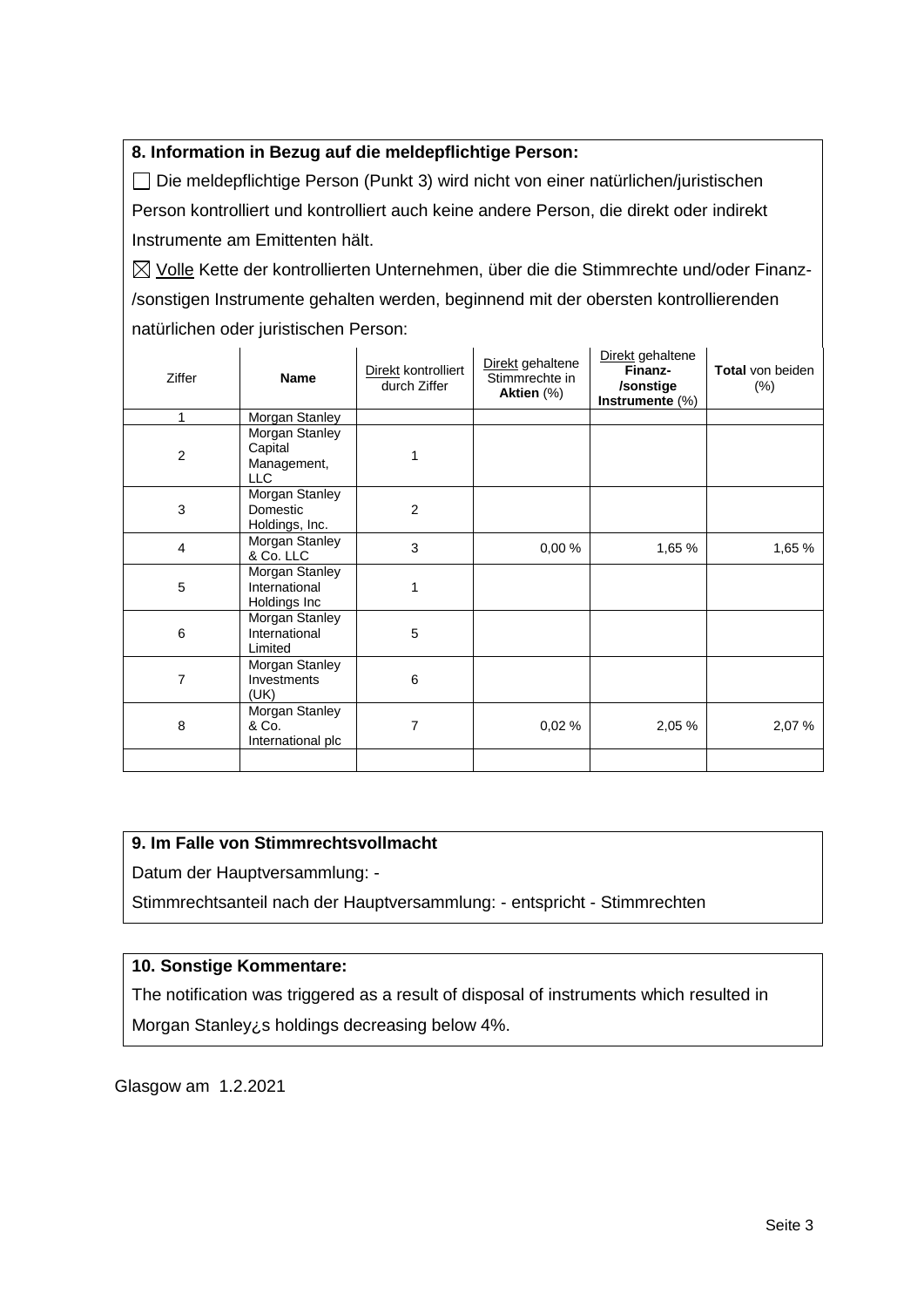## 8. Information in Bezug auf die meldepflichtige Person:

☐ Die meldepflichtige Person (Punkt 3) wird nicht von einer natürlichen/juristischen Person kontrolliert und kontrolliert auch keine andere Person, die direkt oder indirekt Instrumente am Emittenten hält.

☒ Volle Kette der kontrollierten Unternehmen, über die die Stimmrechte und/oder Finanz-/sonstigen Instrumente gehalten werden, beginnend mit der obersten kontrollierenden natürlichen oder juristischen Person:

| Ziffer | **Name** | Direkt kontrolliert durch Ziffer | Direkt gehaltene Stimmrechte in **Aktien** (%) | Direkt gehaltene **Finanz-/sonstige Instrumente** (%) | **Total** von beiden (%) |
|---|---|---|---|---|---|
| 1 | Morgan Stanley | | | | |
| 2 | Morgan Stanley Capital Management, LLC | 1 | | | |
| 3 | Morgan Stanley Domestic Holdings, Inc. | 2 | | | |
| 4 | Morgan Stanley & Co. LLC | 3 | 0,00 % | 1,65 % | 1,65 % |
| 5 | Morgan Stanley International Holdings Inc | 1 | | | |
| 6 | Morgan Stanley International Limited | 5 | | | |
| 7 | Morgan Stanley Investments (UK) | 6 | | | |
| 8 | Morgan Stanley & Co. International plc | 7 | 0,02 % | 2,05 % | 2,07 % |
| | | | | | |

## 9. Im Falle von Stimmrechtsvollmacht

Datum der Hauptversammlung: -

Stimmrechtsanteil nach der Hauptversammlung: - entspricht - Stimmrechten

## 10. Sonstige Kommentare:

The notification was triggered as a result of disposal of instruments which resulted in Morgan Stanley¿s holdings decreasing below 4%.

Glasgow am 1.2.2021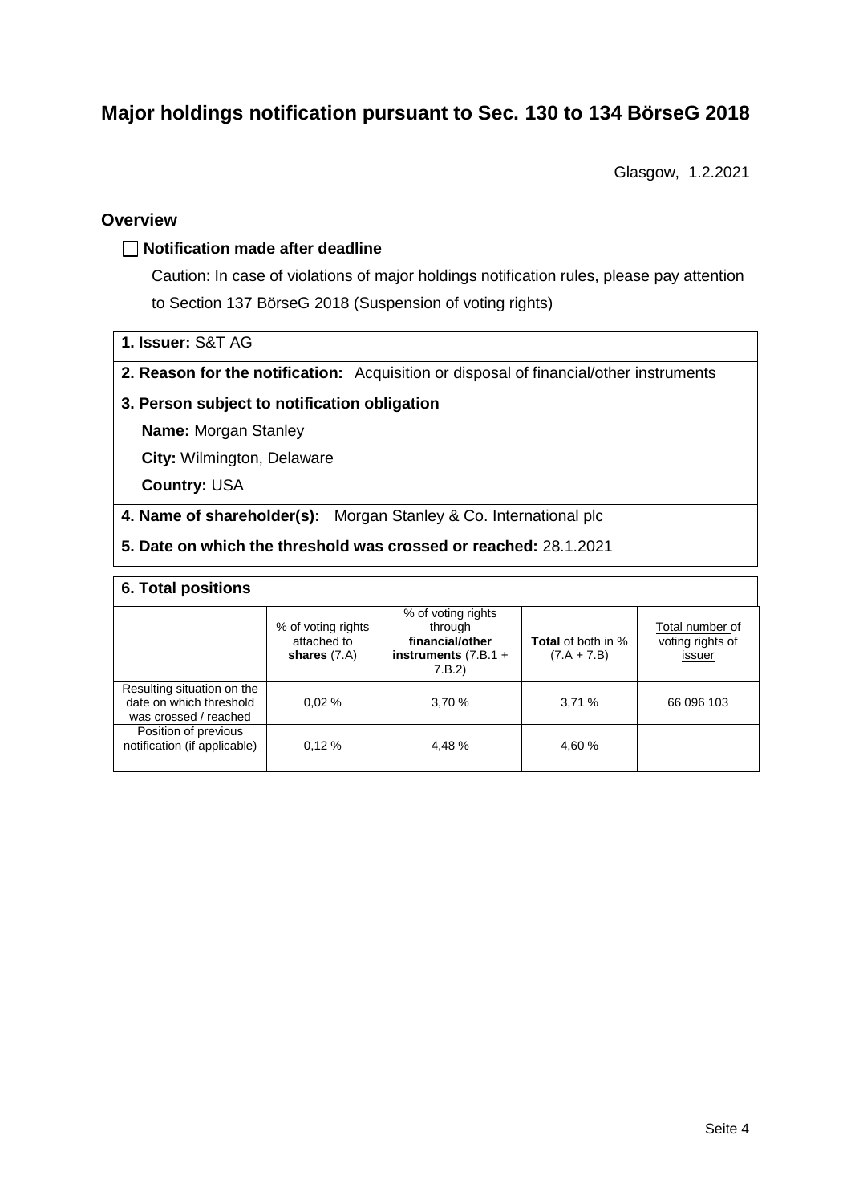# Major holdings notification pursuant to Sec. 130 to 134 BörseG 2018

Glasgow, 1.2.2021

## Overview

☐ **Notification made after deadline**

Caution: In case of violations of major holdings notification rules, please pay attention to Section 137 BörseG 2018 (Suspension of voting rights)

**1. Issuer:** S&T AG

**2. Reason for the notification:** Acquisition or disposal of financial/other instruments

**3. Person subject to notification obligation**

**Name:** Morgan Stanley

**City:** Wilmington, Delaware

**Country:** USA

**4. Name of shareholder(s):** Morgan Stanley & Co. International plc

**5. Date on which the threshold was crossed or reached:** 28.1.2021

**6. Total positions**

| | % of voting rights attached to **shares** (7.A) | % of voting rights through **financial/other instruments** (7.B.1 + 7.B.2) | **Total** of both in % (7.A + 7.B) | Total number of voting rights of issuer |
|---|---|---|---|---|
| Resulting situation on the date on which threshold was crossed / reached | 0,02 % | 3,70 % | 3,71 % | 66 096 103 |
| Position of previous notification (if applicable) | 0,12 % | 4,48 % | 4,60 % | |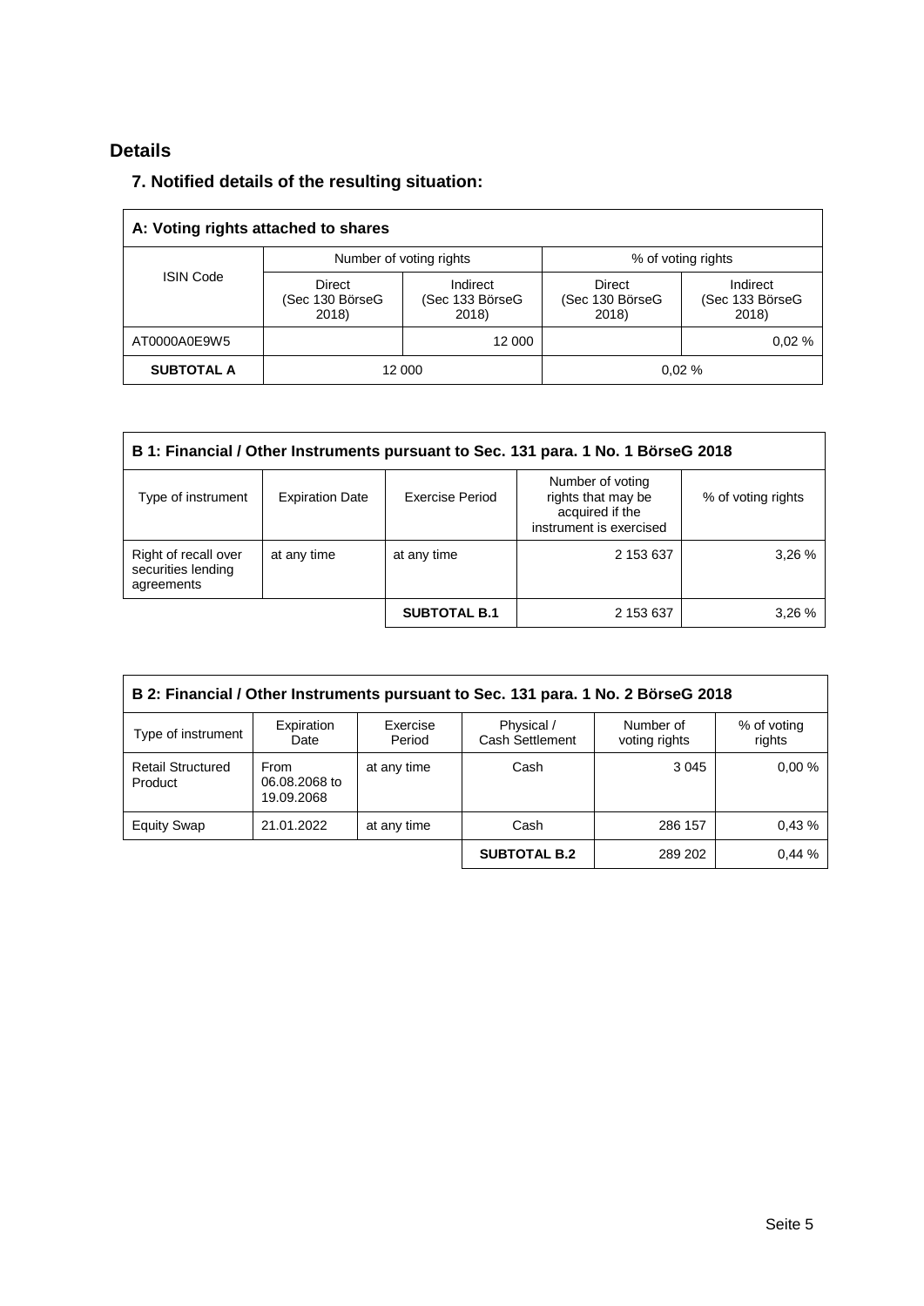## Details

### 7. Notified details of the resulting situation:

| A: Voting rights attached to shares | | | | |
|---|---|---|---|---|
| ISIN Code | Number of voting rights | | % of voting rights | |
| | Direct (Sec 130 BörseG 2018) | Indirect (Sec 133 BörseG 2018) | Direct (Sec 130 BörseG 2018) | Indirect (Sec 133 BörseG 2018) |
| AT0000A0E9W5 | | 12 000 | | 0,02 % |
| **SUBTOTAL A** | 12 000 | | 0,02 % | |

| B 1: Financial / Other Instruments pursuant to Sec. 131 para. 1 No. 1 BörseG 2018 | | | | |
|---|---|---|---|---|
| Type of instrument | Expiration Date | Exercise Period | Number of voting rights that may be acquired if the instrument is exercised | % of voting rights |
| Right of recall over securities lending agreements | at any time | at any time | 2 153 637 | 3,26 % |
| | | **SUBTOTAL B.1** | 2 153 637 | 3,26 % |

| B 2: Financial / Other Instruments pursuant to Sec. 131 para. 1 No. 2 BörseG 2018 | | | | | |
|---|---|---|---|---|---|
| Type of instrument | Expiration Date | Exercise Period | Physical / Cash Settlement | Number of voting rights | % of voting rights |
| Retail Structured Product | From 06.08.2068 to 19.09.2068 | at any time | Cash | 3 045 | 0,00 % |
| Equity Swap | 21.01.2022 | at any time | Cash | 286 157 | 0,43 % |
| | | | **SUBTOTAL B.2** | 289 202 | 0,44 % |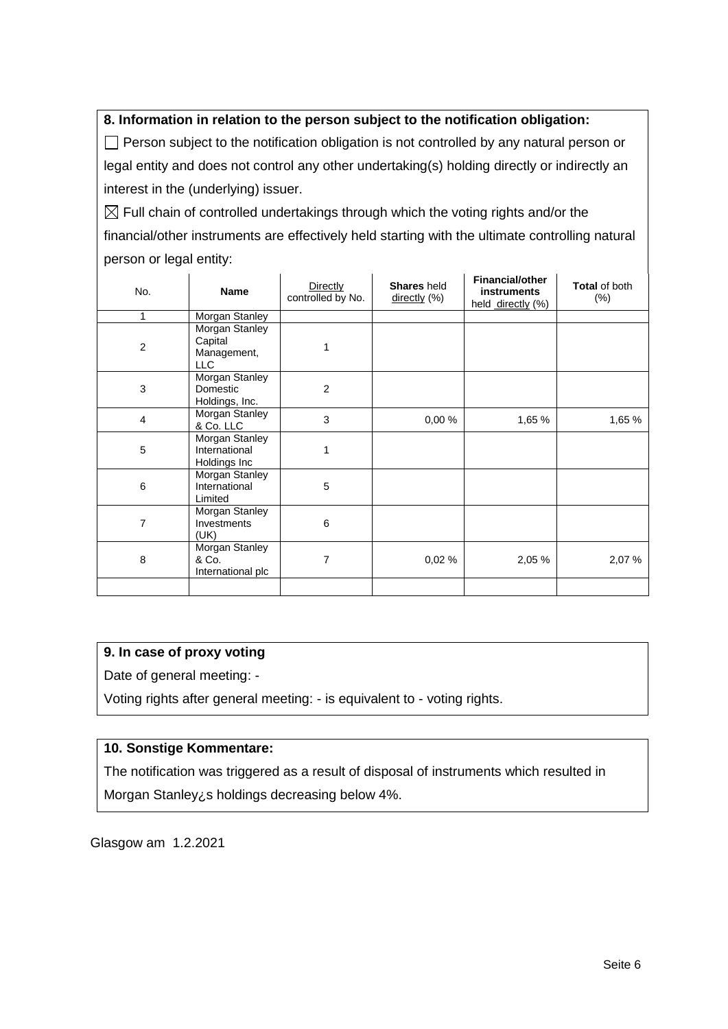## 8. Information in relation to the person subject to the notification obligation:

☐ Person subject to the notification obligation is not controlled by any natural person or legal entity and does not control any other undertaking(s) holding directly or indirectly an interest in the (underlying) issuer.

☒ Full chain of controlled undertakings through which the voting rights and/or the financial/other instruments are effectively held starting with the ultimate controlling natural person or legal entity:

| No. | Name | Directly controlled by No. | Shares held directly (%) | Financial/other instruments held directly (%) | Total of both (%) |
|---|---|---|---|---|---|
| 1 | Morgan Stanley | | | | |
| 2 | Morgan Stanley Capital Management, LLC | 1 | | | |
| 3 | Morgan Stanley Domestic Holdings, Inc. | 2 | | | |
| 4 | Morgan Stanley & Co. LLC | 3 | 0,00 % | 1,65 % | 1,65 % |
| 5 | Morgan Stanley International Holdings Inc | 1 | | | |
| 6 | Morgan Stanley International Limited | 5 | | | |
| 7 | Morgan Stanley Investments (UK) | 6 | | | |
| 8 | Morgan Stanley & Co. International plc | 7 | 0,02 % | 2,05 % | 2,07 % |
| | | | | | |

## 9. In case of proxy voting

Date of general meeting: -

Voting rights after general meeting: - is equivalent to - voting rights.

## 10. Sonstige Kommentare:

The notification was triggered as a result of disposal of instruments which resulted in Morgan Stanley¿s holdings decreasing below 4%.

Glasgow am 1.2.2021